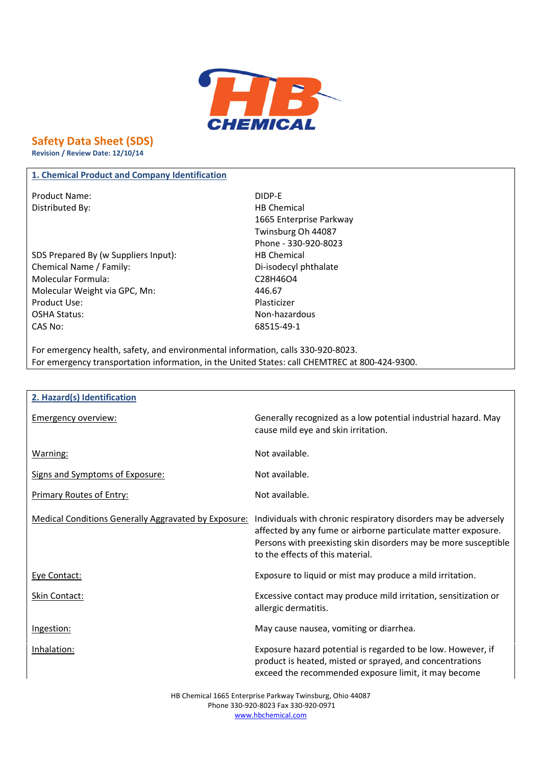HB CHEMICAL

# Safety Data Sheet (SDS)

**Revision / Review Date: 12/10/14**

## 1. Chemical Product and Company Identification

| | |
|---|---|
| Product Name: | DIDP-E |
| Distributed By: | HB Chemical<br>1665 Enterprise Parkway<br>Twinsburg Oh 44087<br>Phone - 330-920-8023 |
| SDS Prepared By (w Suppliers Input): | HB Chemical |
| Chemical Name / Family: | Di-isodecyl phthalate |
| Molecular Formula: | $C_{28}H_{46}O_4$ |
| Molecular Weight via GPC, Mn: | 446.67 |
| Product Use: | Plasticizer |
| OSHA Status: | Non-hazardous |
| CAS No: | 68515-49-1 |

For emergency health, safety, and environmental information, calls 330-920-8023.
For emergency transportation information, in the United States: call CHEMTREC at 800-424-9300.

## 2. Hazard(s) Identification

| | |
|---|---|
| Emergency overview: | Generally recognized as a low potential industrial hazard. May cause mild eye and skin irritation. |
| Warning: | Not available. |
| Signs and Symptoms of Exposure: | Not available. |
| Primary Routes of Entry: | Not available. |
| Medical Conditions Generally Aggravated by Exposure: | Individuals with chronic respiratory disorders may be adversely affected by any fume or airborne particulate matter exposure. Persons with preexisting skin disorders may be more susceptible to the effects of this material. |
| Eye Contact: | Exposure to liquid or mist may produce a mild irritation. |
| Skin Contact: | Excessive contact may produce mild irritation, sensitization or allergic dermatitis. |
| Ingestion: | May cause nausea, vomiting or diarrhea. |
| Inhalation: | Exposure hazard potential is regarded to be low. However, if product is heated, misted or sprayed, and concentrations exceed the recommended exposure limit, it may become |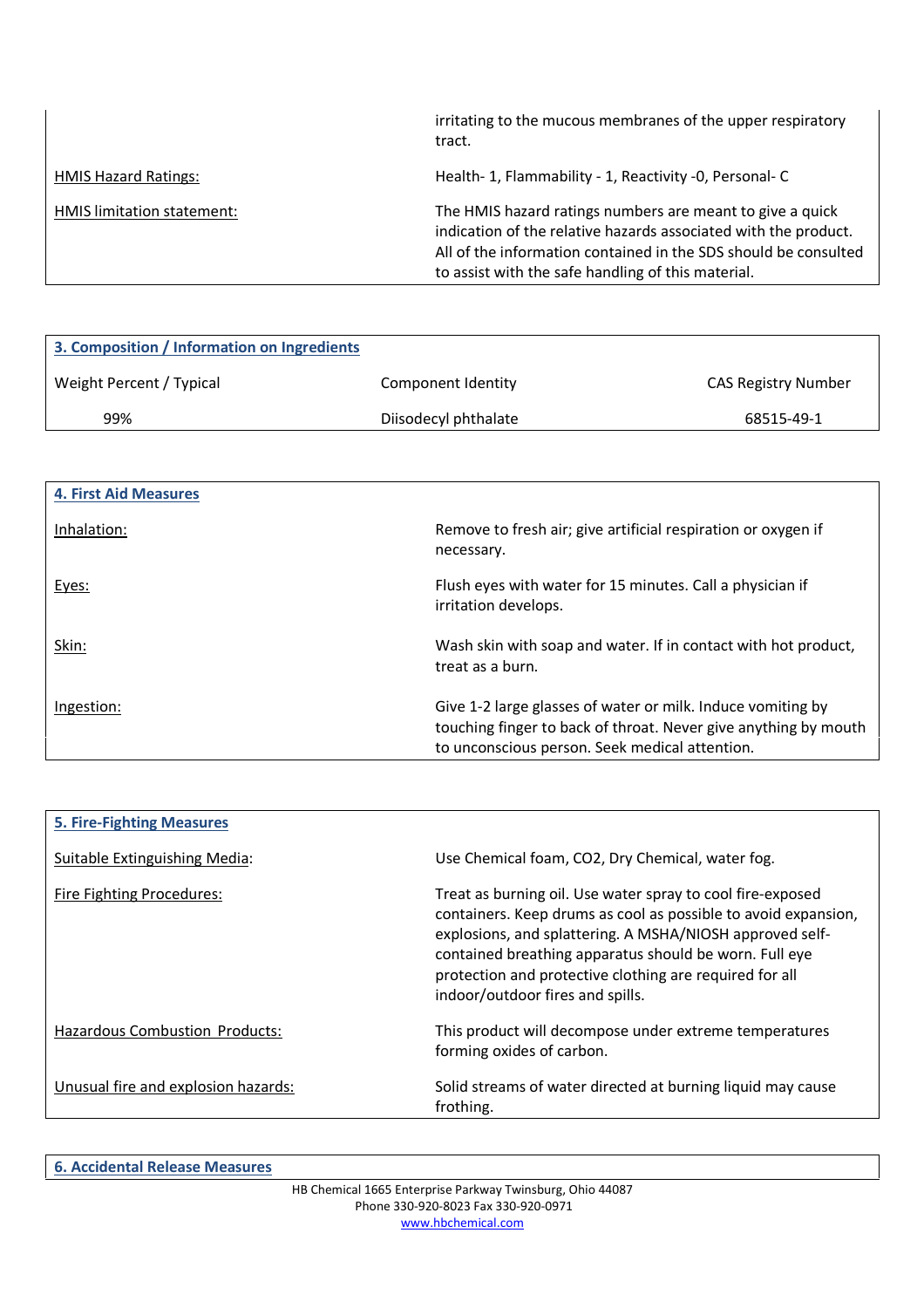| | |
|---|---|
| | irritating to the mucous membranes of the upper respiratory tract. |
| HMIS Hazard Ratings: | Health- 1, Flammability - 1, Reactivity -0, Personal- C |
| HMIS limitation statement: | The HMIS hazard ratings numbers are meant to give a quick indication of the relative hazards associated with the product. All of the information contained in the SDS should be consulted to assist with the safe handling of this material. |

## 3. Composition / Information on Ingredients

| Weight Percent / Typical | Component Identity | CAS Registry Number |
|---|---|---|
| 99% | Diisodecyl phthalate | 68515-49-1 |

## 4. First Aid Measures

| | |
|---|---|
| Inhalation: | Remove to fresh air; give artificial respiration or oxygen if necessary. |
| Eyes: | Flush eyes with water for 15 minutes. Call a physician if irritation develops. |
| Skin: | Wash skin with soap and water. If in contact with hot product, treat as a burn. |
| Ingestion: | Give 1-2 large glasses of water or milk. Induce vomiting by touching finger to back of throat. Never give anything by mouth to unconscious person. Seek medical attention. |

## 5. Fire-Fighting Measures

| | |
|---|---|
| Suitable Extinguishing Media: | Use Chemical foam, $CO_2$, Dry Chemical, water fog. |
| Fire Fighting Procedures: | Treat as burning oil. Use water spray to cool fire-exposed containers. Keep drums as cool as possible to avoid expansion, explosions, and splattering. A MSHA/NIOSH approved self-contained breathing apparatus should be worn. Full eye protection and protective clothing are required for all indoor/outdoor fires and spills. |
| Hazardous Combustion Products: | This product will decompose under extreme temperatures forming oxides of carbon. |
| Unusual fire and explosion hazards: | Solid streams of water directed at burning liquid may cause frothing. |

## 6. Accidental Release Measures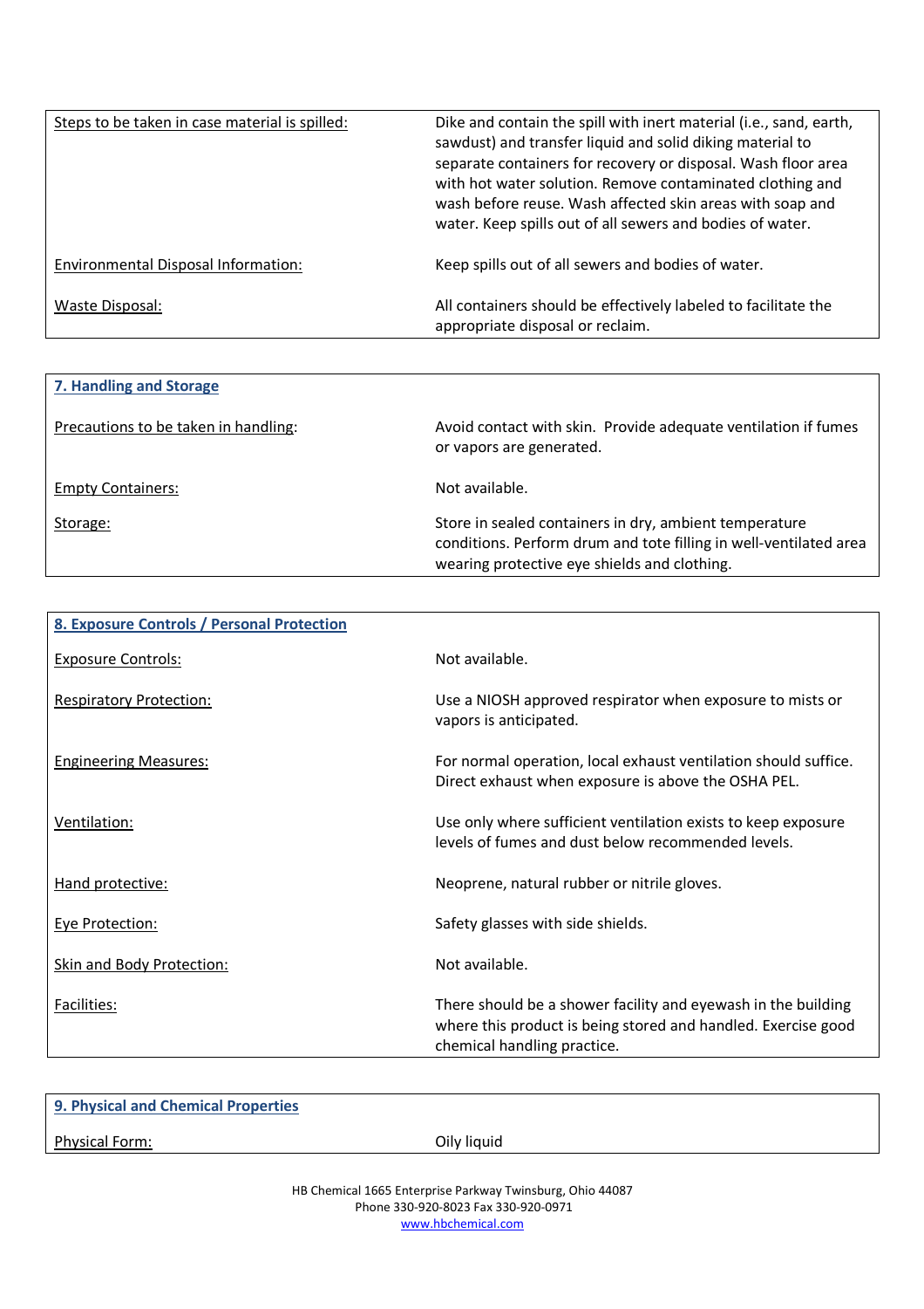| | |
|---|---|
| Steps to be taken in case material is spilled: | Dike and contain the spill with inert material (i.e., sand, earth, sawdust) and transfer liquid and solid diking material to separate containers for recovery or disposal. Wash floor area with hot water solution. Remove contaminated clothing and wash before reuse. Wash affected skin areas with soap and water. Keep spills out of all sewers and bodies of water. |
| Environmental Disposal Information: | Keep spills out of all sewers and bodies of water. |
| Waste Disposal: | All containers should be effectively labeled to facilitate the appropriate disposal or reclaim. |

## 7. Handling and Storage

| | |
|---|---|
| Precautions to be taken in handling: | Avoid contact with skin. Provide adequate ventilation if fumes or vapors are generated. |
| Empty Containers: | Not available. |
| Storage: | Store in sealed containers in dry, ambient temperature conditions. Perform drum and tote filling in well-ventilated area wearing protective eye shields and clothing. |

## 8. Exposure Controls / Personal Protection

| | |
|---|---|
| Exposure Controls: | Not available. |
| Respiratory Protection: | Use a NIOSH approved respirator when exposure to mists or vapors is anticipated. |
| Engineering Measures: | For normal operation, local exhaust ventilation should suffice. Direct exhaust when exposure is above the OSHA PEL. |
| Ventilation: | Use only where sufficient ventilation exists to keep exposure levels of fumes and dust below recommended levels. |
| Hand protective: | Neoprene, natural rubber or nitrile gloves. |
| Eye Protection: | Safety glasses with side shields. |
| Skin and Body Protection: | Not available. |
| Facilities: | There should be a shower facility and eyewash in the building where this product is being stored and handled. Exercise good chemical handling practice. |

## 9. Physical and Chemical Properties

| | |
|---|---|
| Physical Form: | Oily liquid |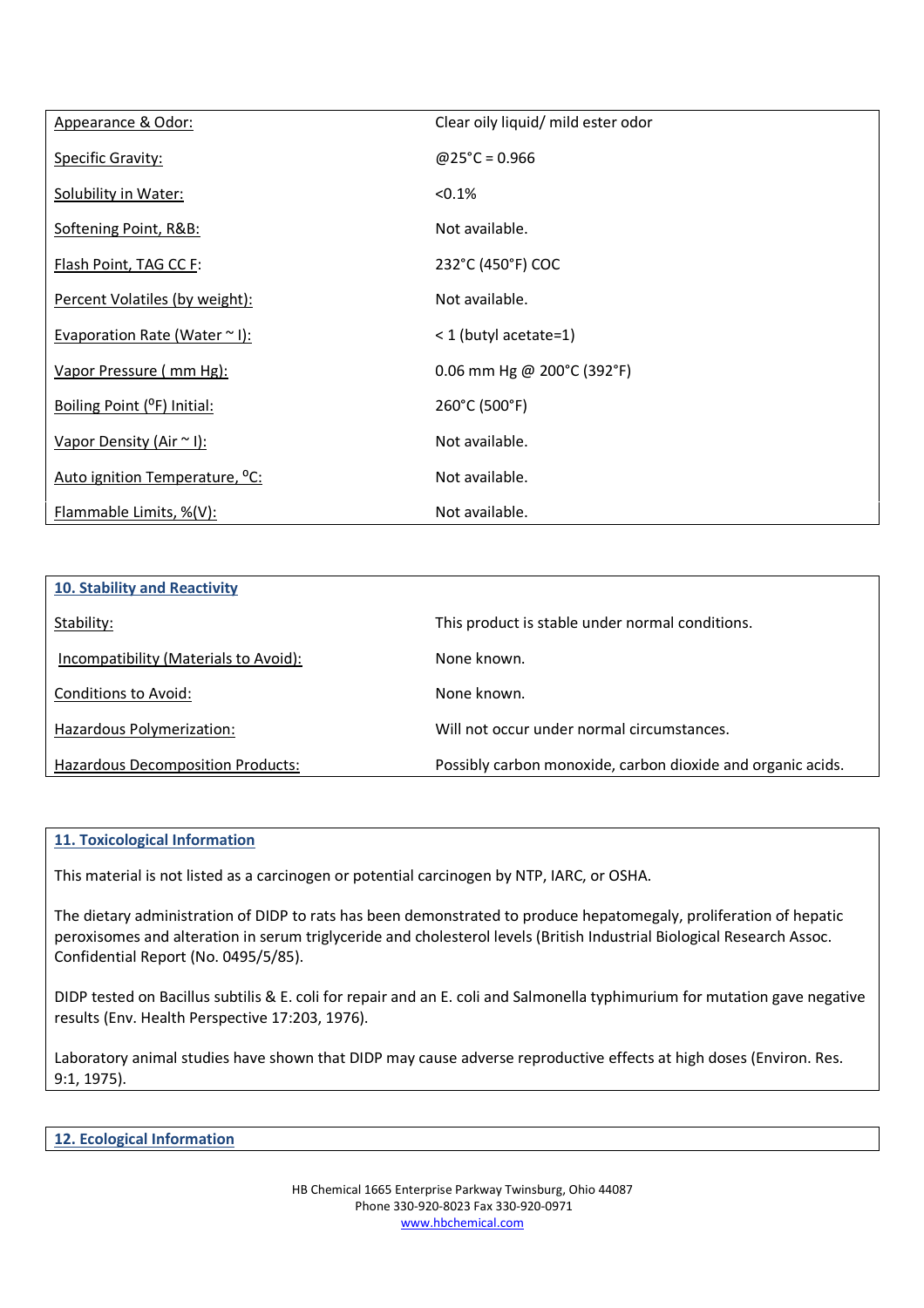| | |
|---|---|
| Appearance & Odor: | Clear oily liquid/ mild ester odor |
| Specific Gravity: | @25°C = 0.966 |
| Solubility in Water: | <0.1% |
| Softening Point, R&B: | Not available. |
| Flash Point, TAG CC F: | 232°C (450°F) COC |
| Percent Volatiles (by weight): | Not available. |
| Evaporation Rate (Water ~ l): | < 1 (butyl acetate=1) |
| Vapor Pressure ( mm Hg): | 0.06 mm Hg @ 200°C (392°F) |
| Boiling Point (°F) Initial: | 260°C (500°F) |
| Vapor Density (Air ~ l): | Not available. |
| Auto ignition Temperature, °C: | Not available. |
| Flammable Limits, %(V): | Not available. |

## 10. Stability and Reactivity

| | |
|---|---|
| Stability: | This product is stable under normal conditions. |
| Incompatibility (Materials to Avoid): | None known. |
| Conditions to Avoid: | None known. |
| Hazardous Polymerization: | Will not occur under normal circumstances. |
| Hazardous Decomposition Products: | Possibly carbon monoxide, carbon dioxide and organic acids. |

## 11. Toxicological Information

This material is not listed as a carcinogen or potential carcinogen by NTP, IARC, or OSHA.

The dietary administration of DIDP to rats has been demonstrated to produce hepatomegaly, proliferation of hepatic peroxisomes and alteration in serum triglyceride and cholesterol levels (British Industrial Biological Research Assoc. Confidential Report (No. 0495/5/85).

DIDP tested on Bacillus subtilis & E. coli for repair and an E. coli and Salmonella typhimurium for mutation gave negative results (Env. Health Perspective 17:203, 1976).

Laboratory animal studies have shown that DIDP may cause adverse reproductive effects at high doses (Environ. Res. 9:1, 1975).

## 12. Ecological Information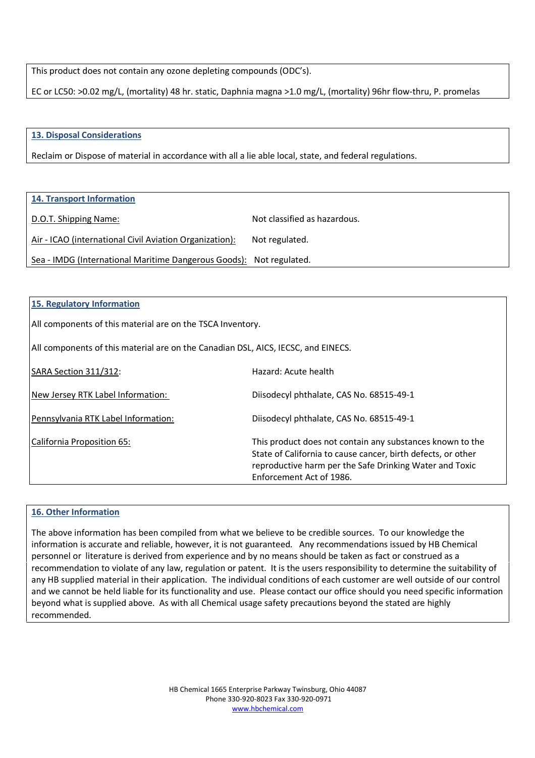This product does not contain any ozone depleting compounds (ODC's).

EC or LC50: >0.02 mg/L, (mortality) 48 hr. static, Daphnia magna >1.0 mg/L, (mortality) 96hr flow-thru, P. promelas

## 13. Disposal Considerations

Reclaim or Dispose of material in accordance with all a lie able local, state, and federal regulations.

## 14. Transport Information

| | |
|---|---|
| D.O.T. Shipping Name: | Not classified as hazardous. |
| Air - ICAO (international Civil Aviation Organization): | Not regulated. |
| Sea - IMDG (International Maritime Dangerous Goods): | Not regulated. |

## 15. Regulatory Information

All components of this material are on the TSCA Inventory.

All components of this material are on the Canadian DSL, AICS, IECSC, and EINECS.

| | |
|---|---|
| SARA Section 311/312: | Hazard: Acute health |
| New Jersey RTK Label Information: | Diisodecyl phthalate, CAS No. 68515-49-1 |
| Pennsylvania RTK Label Information: | Diisodecyl phthalate, CAS No. 68515-49-1 |
| California Proposition 65: | This product does not contain any substances known to the State of California to cause cancer, birth defects, or other reproductive harm per the Safe Drinking Water and Toxic Enforcement Act of 1986. |

## 16. Other Information

The above information has been compiled from what we believe to be credible sources. To our knowledge the information is accurate and reliable, however, it is not guaranteed. Any recommendations issued by HB Chemical personnel or literature is derived from experience and by no means should be taken as fact or construed as a recommendation to violate of any law, regulation or patent. It is the users responsibility to determine the suitability of any HB supplied material in their application. The individual conditions of each customer are well outside of our control and we cannot be held liable for its functionality and use. Please contact our office should you need specific information beyond what is supplied above. As with all Chemical usage safety precautions beyond the stated are highly recommended.

HB Chemical 1665 Enterprise Parkway Twinsburg, Ohio 44087
Phone 330-920-8023 Fax 330-920-0971
www.hbchemical.com